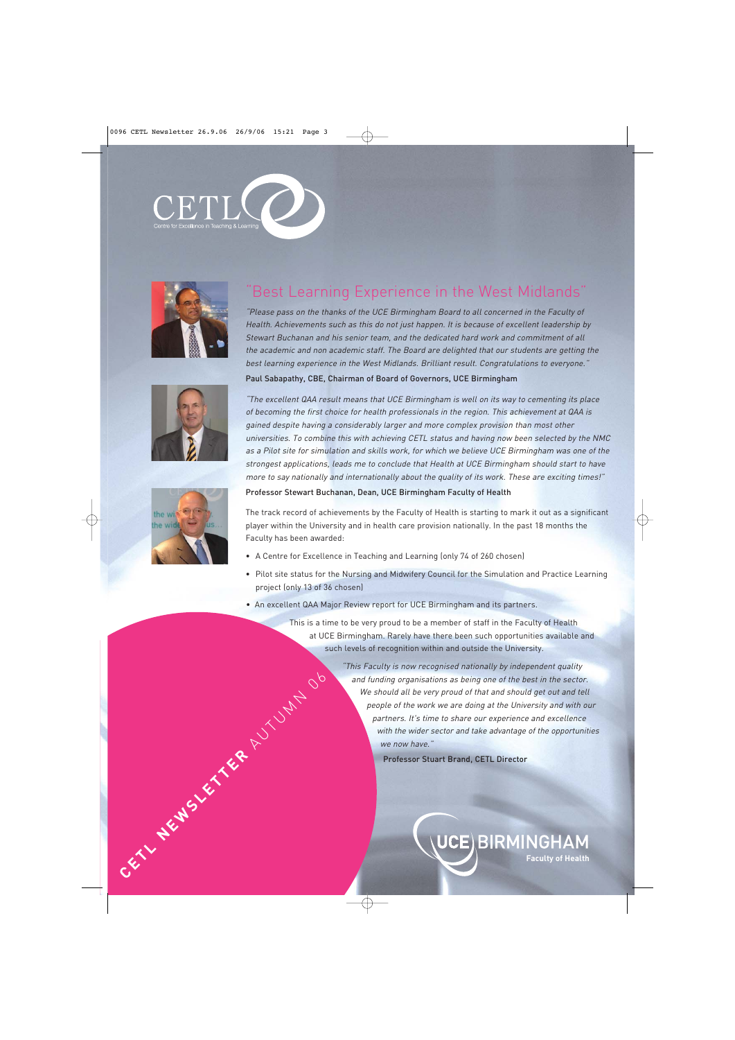CETL

Centre for Excellence in Teaching & Learning

## "Best Learning Experience in the West Midlands"

*"Please pass on the thanks of the UCE Birmingham Board to all concerned in the Faculty of Health. Achievements such as this do not just happen. It is because of excellent leadership by Stewart Buchanan and his senior team, and the dedicated hard work and commitment of all the academic and non academic staff. The Board are delighted that our students are getting the best learning experience in the West Midlands. Brilliant result. Congratulations to everyone."*

**Paul Sabapathy, CBE, Chairman of Board of Governors, UCE Birmingham**

*"The excellent QAA result means that UCE Birmingham is well on its way to cementing its place of becoming the first choice for health professionals in the region. This achievement at QAA is gained despite having a considerably larger and more complex provision than most other universities. To combine this with achieving CETL status and having now been selected by the NMC as a Pilot site for simulation and skills work, for which we believe UCE Birmingham was one of the strongest applications, leads me to conclude that Health at UCE Birmingham should start to have more to say nationally and internationally about the quality of its work. These are exciting times!"*

**Professor Stewart Buchanan, Dean, UCE Birmingham Faculty of Health**

The track record of achievements by the Faculty of Health is starting to mark it out as a significant player within the University and in health care provision nationally. In the past 18 months the Faculty has been awarded:

- A Centre for Excellence in Teaching and Learning (only 74 of 260 chosen)
- Pilot site status for the Nursing and Midwifery Council for the Simulation and Practice Learning project (only 13 of 36 chosen)
- An excellent QAA Major Review report for UCE Birmingham and its partners.

This is a time to be very proud to be a member of staff in the Faculty of Health at UCE Birmingham. Rarely have there been such opportunities available and such levels of recognition within and outside the University.

*"This Faculty is now recognised nationally by independent quality and funding organisations as being one of the best in the sector. We should all be very proud of that and should get out and tell people of the work we are doing at the University and with our partners. It's time to share our experience and excellence with the wider sector and take advantage of the opportunities we now have."*

**Professor Stuart Brand, CETL Director**

CETL NEWSLETTER AUTUMN 06

UCE BIRMINGHAM Faculty of Health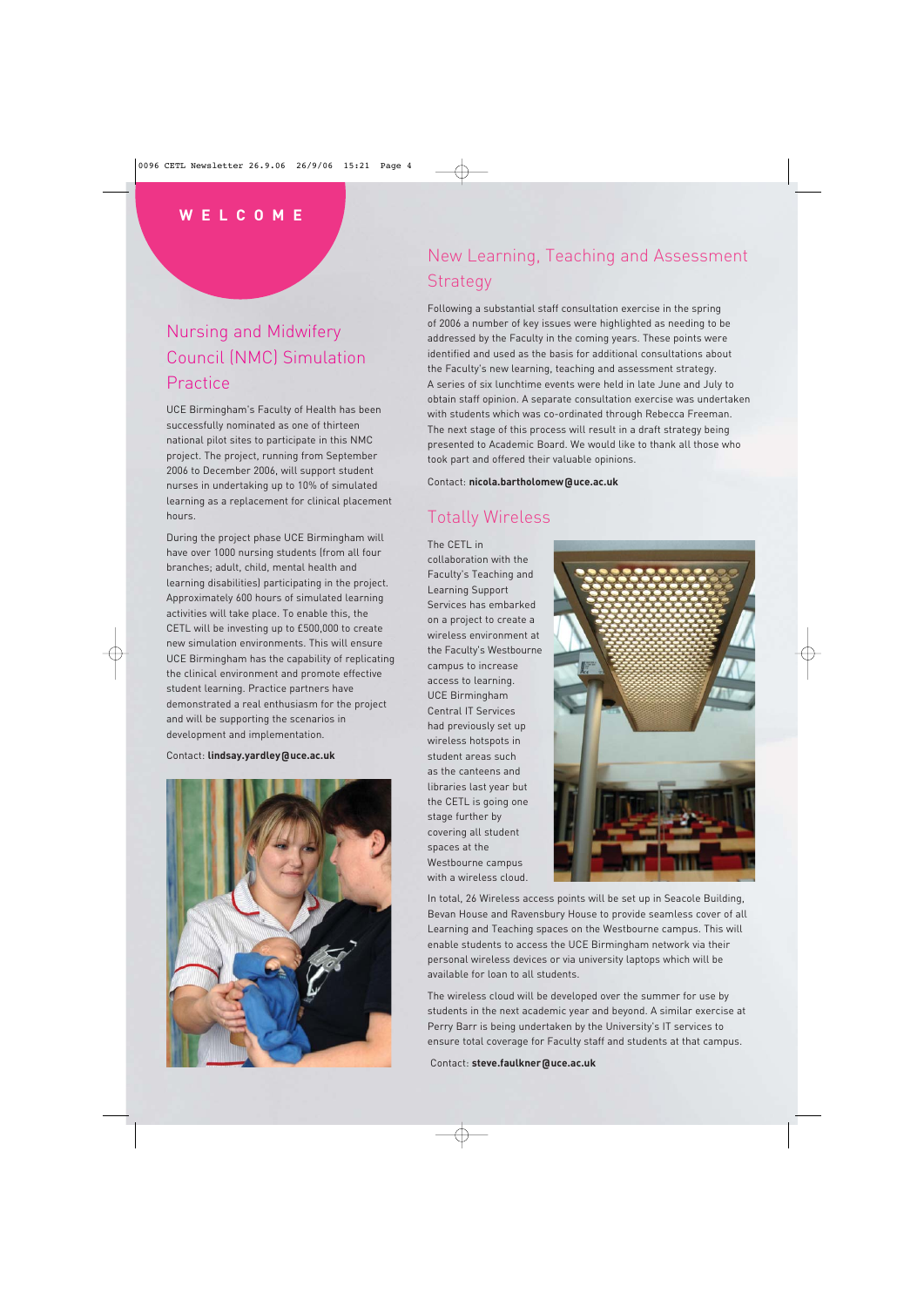# WELCOME

## Nursing and Midwifery Council (NMC) Simulation Practice

UCE Birmingham's Faculty of Health has been successfully nominated as one of thirteen national pilot sites to participate in this NMC project. The project, running from September 2006 to December 2006, will support student nurses in undertaking up to 10% of simulated learning as a replacement for clinical placement hours.

During the project phase UCE Birmingham will have over 1000 nursing students (from all four branches; adult, child, mental health and learning disabilities) participating in the project. Approximately 600 hours of simulated learning activities will take place. To enable this, the CETL will be investing up to £500,000 to create new simulation environments. This will ensure UCE Birmingham has the capability of replicating the clinical environment and promote effective student learning. Practice partners have demonstrated a real enthusiasm for the project and will be supporting the scenarios in development and implementation.

Contact: **lindsay.yardley@uce.ac.uk**

## New Learning, Teaching and Assessment Strategy

Following a substantial staff consultation exercise in the spring of 2006 a number of key issues were highlighted as needing to be addressed by the Faculty in the coming years. These points were identified and used as the basis for additional consultations about the Faculty's new learning, teaching and assessment strategy. A series of six lunchtime events were held in late June and July to obtain staff opinion. A separate consultation exercise was undertaken with students which was co-ordinated through Rebecca Freeman. The next stage of this process will result in a draft strategy being presented to Academic Board. We would like to thank all those who took part and offered their valuable opinions.

Contact: **nicola.bartholomew@uce.ac.uk**

## Totally Wireless

The CETL in collaboration with the Faculty's Teaching and Learning Support Services has embarked on a project to create a wireless environment at the Faculty's Westbourne campus to increase access to learning. UCE Birmingham Central IT Services had previously set up wireless hotspots in student areas such as the canteens and libraries last year but the CETL is going one stage further by covering all student spaces at the Westbourne campus with a wireless cloud.

In total, 26 Wireless access points will be set up in Seacole Building, Bevan House and Ravensbury House to provide seamless cover of all Learning and Teaching spaces on the Westbourne campus. This will enable students to access the UCE Birmingham network via their personal wireless devices or via university laptops which will be available for loan to all students.

The wireless cloud will be developed over the summer for use by students in the next academic year and beyond. A similar exercise at Perry Barr is being undertaken by the University's IT services to ensure total coverage for Faculty staff and students at that campus.

Contact: **steve.faulkner@uce.ac.uk**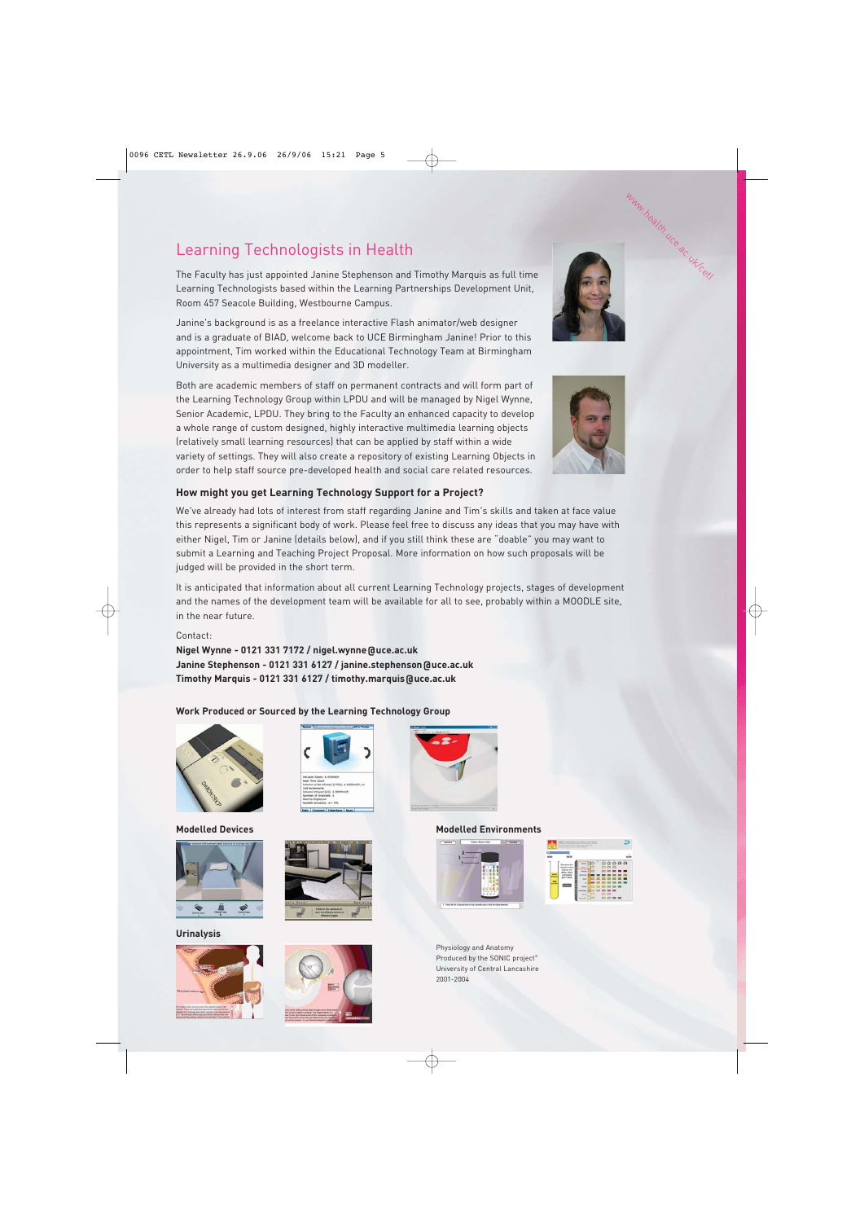## Learning Technologists in Health

The Faculty has just appointed Janine Stephenson and Timothy Marquis as full time Learning Technologists based within the Learning Partnerships Development Unit, Room 457 Seacole Building, Westbourne Campus.

Janine's background is as a freelance interactive Flash animator/web designer and is a graduate of BIAD, welcome back to UCE Birmingham Janine! Prior to this appointment, Tim worked within the Educational Technology Team at Birmingham University as a multimedia designer and 3D modeller.

Both are academic members of staff on permanent contracts and will form part of the Learning Technology Group within LPDU and will be managed by Nigel Wynne, Senior Academic, LPDU. They bring to the Faculty an enhanced capacity to develop a whole range of custom designed, highly interactive multimedia learning objects (relatively small learning resources) that can be applied by staff within a wide variety of settings. They will also create a repository of existing Learning Objects in order to help staff source pre-developed health and social care related resources.

www.health.uce.ac.uk/cetl

### How might you get Learning Technology Support for a Project?

We've already had lots of interest from staff regarding Janine and Tim's skills and taken at face value this represents a significant body of work. Please feel free to discuss any ideas that you may have with either Nigel, Tim or Janine (details below), and if you still think these are "doable" you may want to submit a Learning and Teaching Project Proposal. More information on how such proposals will be judged will be provided in the short term.

It is anticipated that information about all current Learning Technology projects, stages of development and the names of the development team will be available for all to see, probably within a MOODLE site, in the near future.

Contact:

**Nigel Wynne - 0121 331 7172 / nigel.wynne@uce.ac.uk**
**Janine Stephenson - 0121 331 6127 / janine.stephenson@uce.ac.uk**
**Timothy Marquis - 0121 331 6127 / timothy.marquis@uce.ac.uk**

### Work Produced or Sourced by the Learning Technology Group

**Modelled Devices**

**Modelled Environments**

**Urinalysis**

Physiology and Anatomy
Produced by the SONIC project©
University of Central Lancashire
2001-2004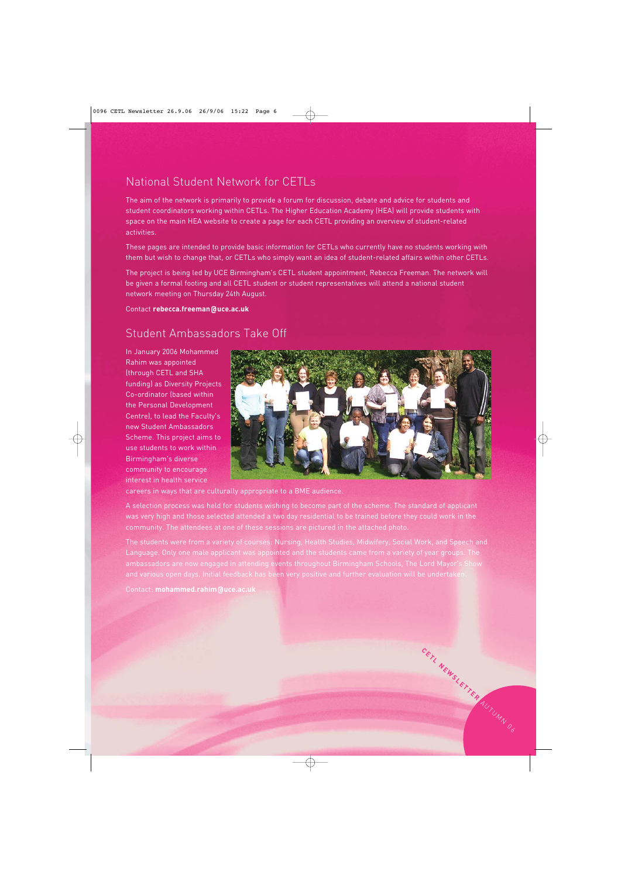## National Student Network for CETLs

The aim of the network is primarily to provide a forum for discussion, debate and advice for students and student coordinators working within CETLs. The Higher Education Academy (HEA) will provide students with space on the main HEA website to create a page for each CETL providing an overview of student-related activities.

These pages are intended to provide basic information for CETLs who currently have no students working with them but wish to change that, or CETLs who simply want an idea of student-related affairs within other CETLs.

The project is being led by UCE Birmingham's CETL student appointment, Rebecca Freeman. The network will be given a formal footing and all CETL student or student representatives will attend a national student network meeting on Thursday 24th August.

Contact **rebecca.freeman@uce.ac.uk**

## Student Ambassadors Take Off

In January 2006 Mohammed Rahim was appointed (through CETL and SHA funding) as Diversity Projects Co-ordinator (based within the Personal Development Centre), to lead the Faculty's new Student Ambassadors Scheme. This project aims to use students to work within Birmingham's diverse community to encourage interest in health service careers in ways that are culturally appropriate to a BME audience.

A selection process was held for students wishing to become part of the scheme. The standard of applicant was very high and those selected attended a two day residential to be trained before they could work in the community. The attendees at one of these sessions are pictured in the attached photo.

The students were from a variety of courses: Nursing, Health Studies, Midwifery, Social Work, and Speech and Language. Only one male applicant was appointed and the students came from a variety of year groups. The ambassadors are now engaged in attending events throughout Birmingham Schools, The Lord Mayor's Show and various open days. Initial feedback has been very positive and further evaluation will be undertaken.

Contact: **mohammed.rahim@uce.ac.uk**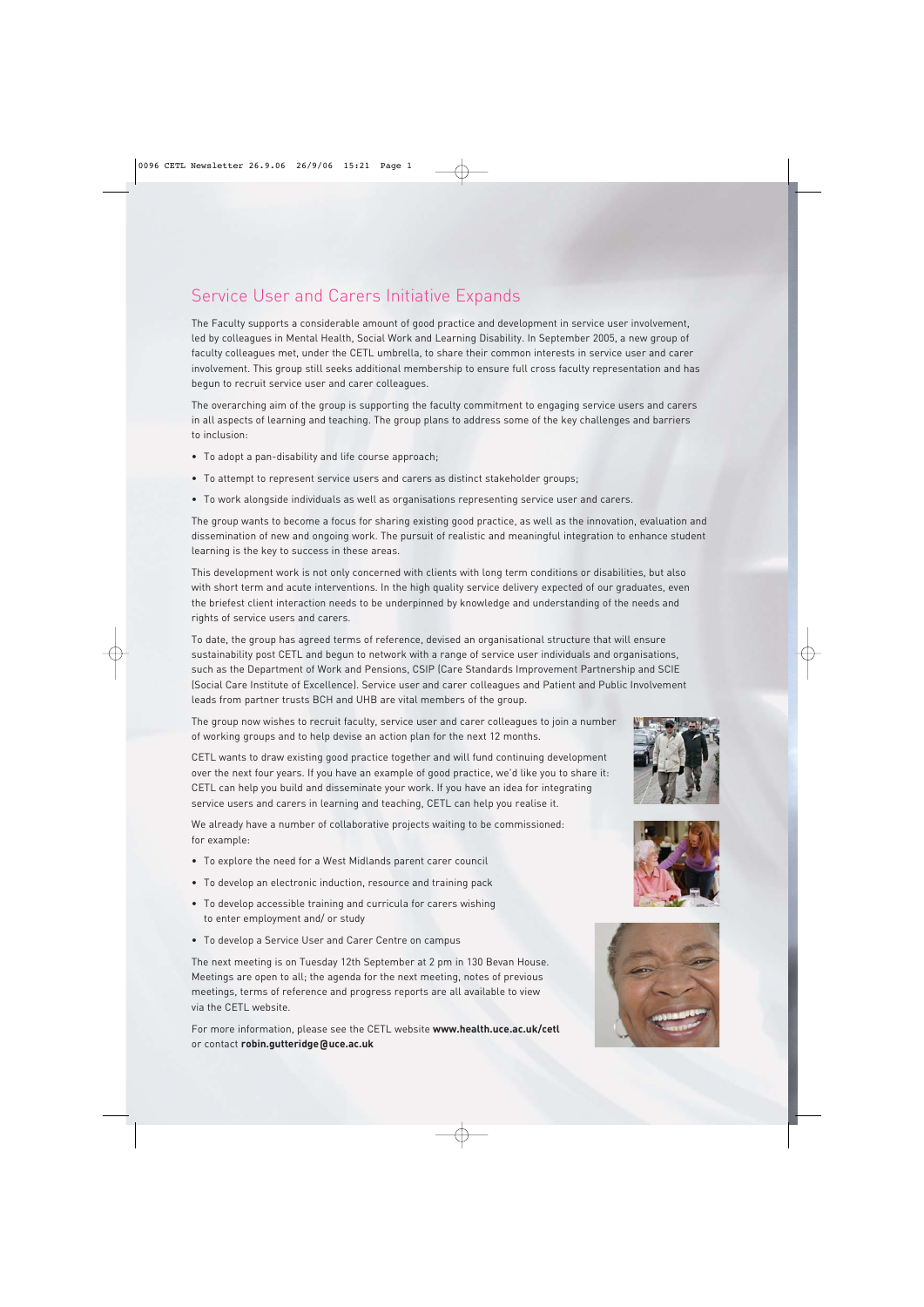## Service User and Carers Initiative Expands

The Faculty supports a considerable amount of good practice and development in service user involvement, led by colleagues in Mental Health, Social Work and Learning Disability. In September 2005, a new group of faculty colleagues met, under the CETL umbrella, to share their common interests in service user and carer involvement. This group still seeks additional membership to ensure full cross faculty representation and has begun to recruit service user and carer colleagues.

The overarching aim of the group is supporting the faculty commitment to engaging service users and carers in all aspects of learning and teaching. The group plans to address some of the key challenges and barriers to inclusion:

- To adopt a pan-disability and life course approach;
- To attempt to represent service users and carers as distinct stakeholder groups;
- To work alongside individuals as well as organisations representing service user and carers.

The group wants to become a focus for sharing existing good practice, as well as the innovation, evaluation and dissemination of new and ongoing work. The pursuit of realistic and meaningful integration to enhance student learning is the key to success in these areas.

This development work is not only concerned with clients with long term conditions or disabilities, but also with short term and acute interventions. In the high quality service delivery expected of our graduates, even the briefest client interaction needs to be underpinned by knowledge and understanding of the needs and rights of service users and carers.

To date, the group has agreed terms of reference, devised an organisational structure that will ensure sustainability post CETL and begun to network with a range of service user individuals and organisations, such as the Department of Work and Pensions, CSIP (Care Standards Improvement Partnership and SCIE (Social Care Institute of Excellence). Service user and carer colleagues and Patient and Public Involvement leads from partner trusts BCH and UHB are vital members of the group.

The group now wishes to recruit faculty, service user and carer colleagues to join a number of working groups and to help devise an action plan for the next 12 months.

CETL wants to draw existing good practice together and will fund continuing development over the next four years. If you have an example of good practice, we'd like you to share it: CETL can help you build and disseminate your work. If you have an idea for integrating service users and carers in learning and teaching, CETL can help you realise it.

We already have a number of collaborative projects waiting to be commissioned: for example:

- To explore the need for a West Midlands parent carer council
- To develop an electronic induction, resource and training pack
- To develop accessible training and curricula for carers wishing to enter employment and/ or study
- To develop a Service User and Carer Centre on campus

The next meeting is on Tuesday 12th September at 2 pm in 130 Bevan House. Meetings are open to all; the agenda for the next meeting, notes of previous meetings, terms of reference and progress reports are all available to view via the CETL website.

For more information, please see the CETL website **www.health.uce.ac.uk/cetl** or contact **robin.gutteridge@uce.ac.uk**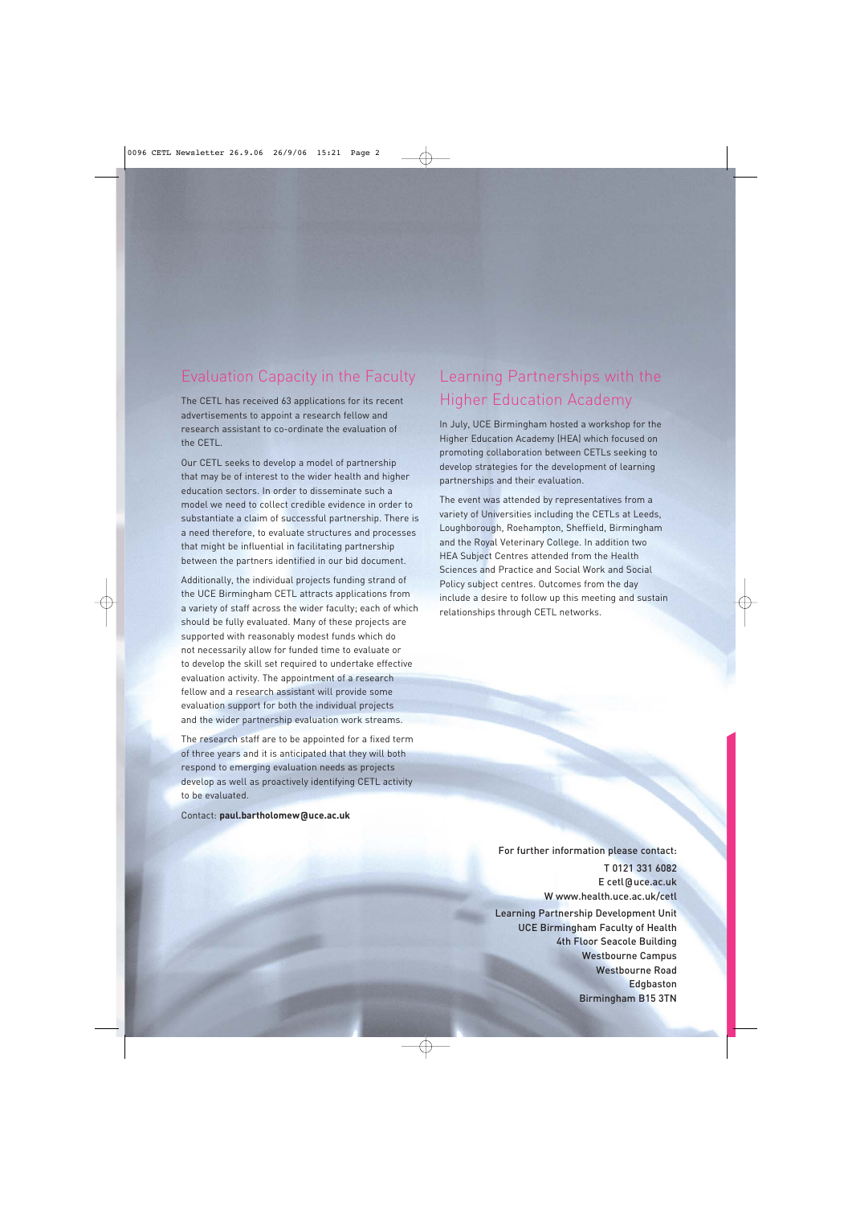## Evaluation Capacity in the Faculty

The CETL has received 63 applications for its recent advertisements to appoint a research fellow and research assistant to co-ordinate the evaluation of the CETL.

Our CETL seeks to develop a model of partnership that may be of interest to the wider health and higher education sectors. In order to disseminate such a model we need to collect credible evidence in order to substantiate a claim of successful partnership. There is a need therefore, to evaluate structures and processes that might be influential in facilitating partnership between the partners identified in our bid document.

Additionally, the individual projects funding strand of the UCE Birmingham CETL attracts applications from a variety of staff across the wider faculty; each of which should be fully evaluated. Many of these projects are supported with reasonably modest funds which do not necessarily allow for funded time to evaluate or to develop the skill set required to undertake effective evaluation activity. The appointment of a research fellow and a research assistant will provide some evaluation support for both the individual projects and the wider partnership evaluation work streams.

The research staff are to be appointed for a fixed term of three years and it is anticipated that they will both respond to emerging evaluation needs as projects develop as well as proactively identifying CETL activity to be evaluated.

Contact: **paul.bartholomew@uce.ac.uk**

## Learning Partnerships with the Higher Education Academy

In July, UCE Birmingham hosted a workshop for the Higher Education Academy (HEA) which focused on promoting collaboration between CETLs seeking to develop strategies for the development of learning partnerships and their evaluation.

The event was attended by representatives from a variety of Universities including the CETLs at Leeds, Loughborough, Roehampton, Sheffield, Birmingham and the Royal Veterinary College. In addition two HEA Subject Centres attended from the Health Sciences and Practice and Social Work and Social Policy subject centres. Outcomes from the day include a desire to follow up this meeting and sustain relationships through CETL networks.

For further information please contact:

T 0121 331 6082
E cetl@uce.ac.uk
W www.health.uce.ac.uk/cetl

Learning Partnership Development Unit
UCE Birmingham Faculty of Health
4th Floor Seacole Building
Westbourne Campus
Westbourne Road
Edgbaston
Birmingham B15 3TN